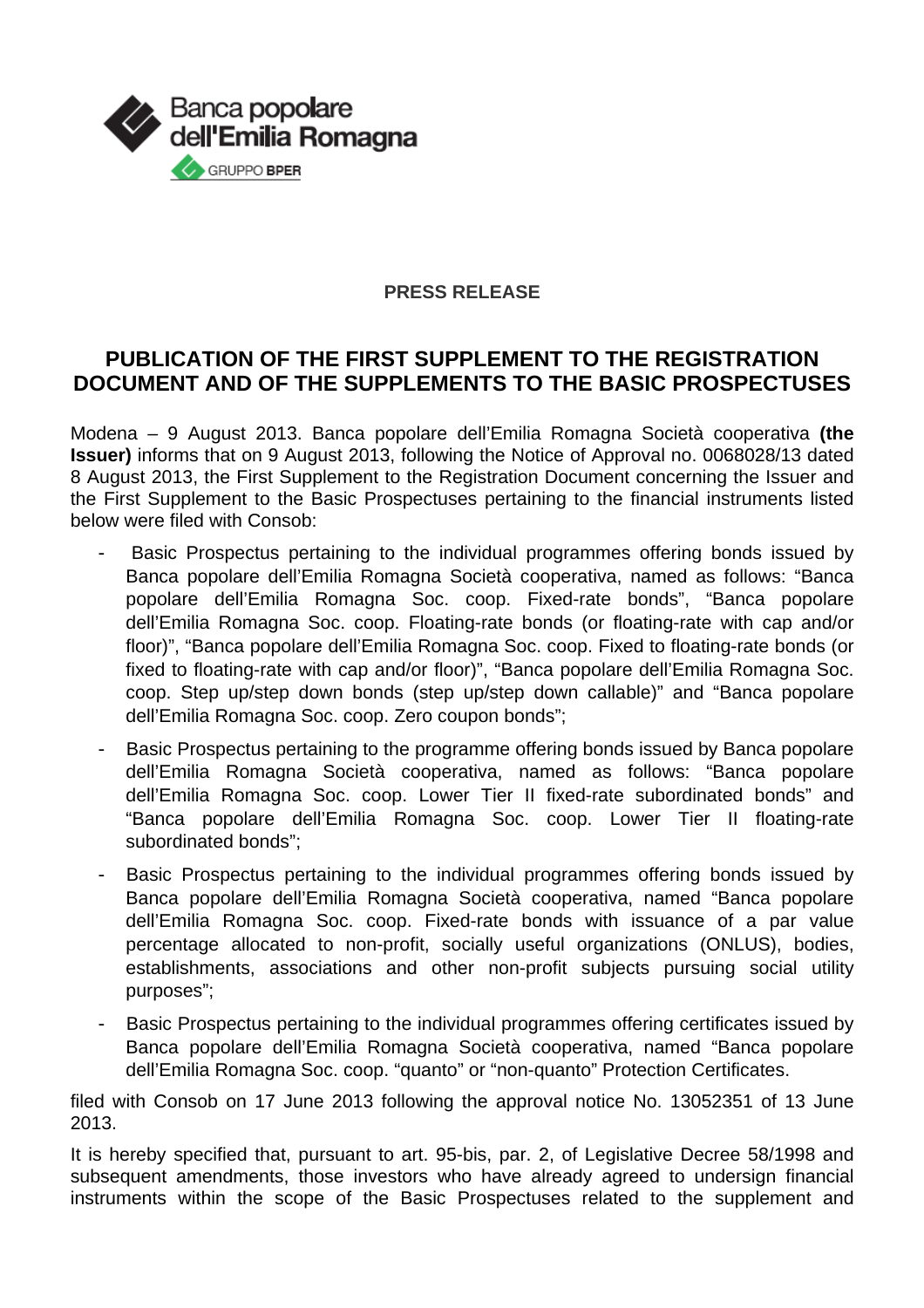**PRESS RELEASE**

# PUBLICATION OF THE FIRST SUPPLEMENT TO THE REGISTRATION DOCUMENT AND OF THE SUPPLEMENTS TO THE BASIC PROSPECTUSES

Modena – 9 August 2013. Banca popolare dell'Emilia Romagna Società cooperativa **(the Issuer)** informs that on 9 August 2013, following the Notice of Approval no. 0068028/13 dated 8 August 2013, the First Supplement to the Registration Document concerning the Issuer and the First Supplement to the Basic Prospectuses pertaining to the financial instruments listed below were filed with Consob:

- Basic Prospectus pertaining to the individual programmes offering bonds issued by Banca popolare dell'Emilia Romagna Società cooperativa, named as follows: "Banca popolare dell'Emilia Romagna Soc. coop. Fixed-rate bonds", "Banca popolare dell'Emilia Romagna Soc. coop. Floating-rate bonds (or floating-rate with cap and/or floor)", "Banca popolare dell'Emilia Romagna Soc. coop. Fixed to floating-rate bonds (or fixed to floating-rate with cap and/or floor)", "Banca popolare dell'Emilia Romagna Soc. coop. Step up/step down bonds (step up/step down callable)" and "Banca popolare dell'Emilia Romagna Soc. coop. Zero coupon bonds";
- Basic Prospectus pertaining to the programme offering bonds issued by Banca popolare dell'Emilia Romagna Società cooperativa, named as follows: "Banca popolare dell'Emilia Romagna Soc. coop. Lower Tier II fixed-rate subordinated bonds" and "Banca popolare dell'Emilia Romagna Soc. coop. Lower Tier II floating-rate subordinated bonds";
- Basic Prospectus pertaining to the individual programmes offering bonds issued by Banca popolare dell'Emilia Romagna Società cooperativa, named "Banca popolare dell'Emilia Romagna Soc. coop. Fixed-rate bonds with issuance of a par value percentage allocated to non-profit, socially useful organizations (ONLUS), bodies, establishments, associations and other non-profit subjects pursuing social utility purposes";
- Basic Prospectus pertaining to the individual programmes offering certificates issued by Banca popolare dell'Emilia Romagna Società cooperativa, named "Banca popolare dell'Emilia Romagna Soc. coop. "quanto" or "non-quanto" Protection Certificates.

filed with Consob on 17 June 2013 following the approval notice No. 13052351 of 13 June 2013.

It is hereby specified that, pursuant to art. 95-bis, par. 2, of Legislative Decree 58/1998 and subsequent amendments, those investors who have already agreed to undersign financial instruments within the scope of the Basic Prospectuses related to the supplement and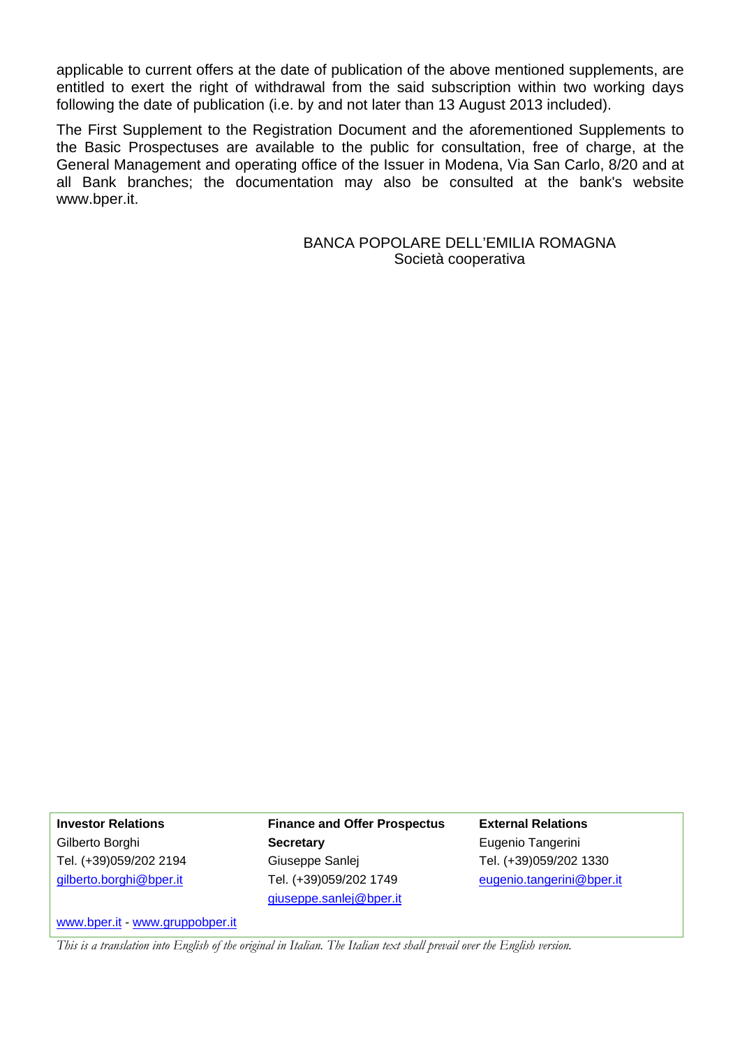applicable to current offers at the date of publication of the above mentioned supplements, are entitled to exert the right of withdrawal from the said subscription within two working days following the date of publication (i.e. by and not later than 13 August 2013 included).

The First Supplement to the Registration Document and the aforementioned Supplements to the Basic Prospectuses are available to the public for consultation, free of charge, at the General Management and operating office of the Issuer in Modena, Via San Carlo, 8/20 and at all Bank branches; the documentation may also be consulted at the bank's website www.bper.it.

BANCA POPOLARE DELL'EMILIA ROMAGNA
Società cooperativa

| | | |
|---|---|---|
| **Investor Relations**<br>Gilberto Borghi<br>Tel. (+39)059/202 2194<br>gilberto.borghi@bper.it | **Finance and Offer Prospectus Secretary**<br>Giuseppe Sanlej<br>Tel. (+39)059/202 1749<br>giuseppe.sanlej@bper.it | **External Relations**<br>Eugenio Tangerini<br>Tel. (+39)059/202 1330<br>eugenio.tangerini@bper.it |

www.bper.it - www.gruppobper.it

*This is a translation into English of the original in Italian. The Italian text shall prevail over the English version.*